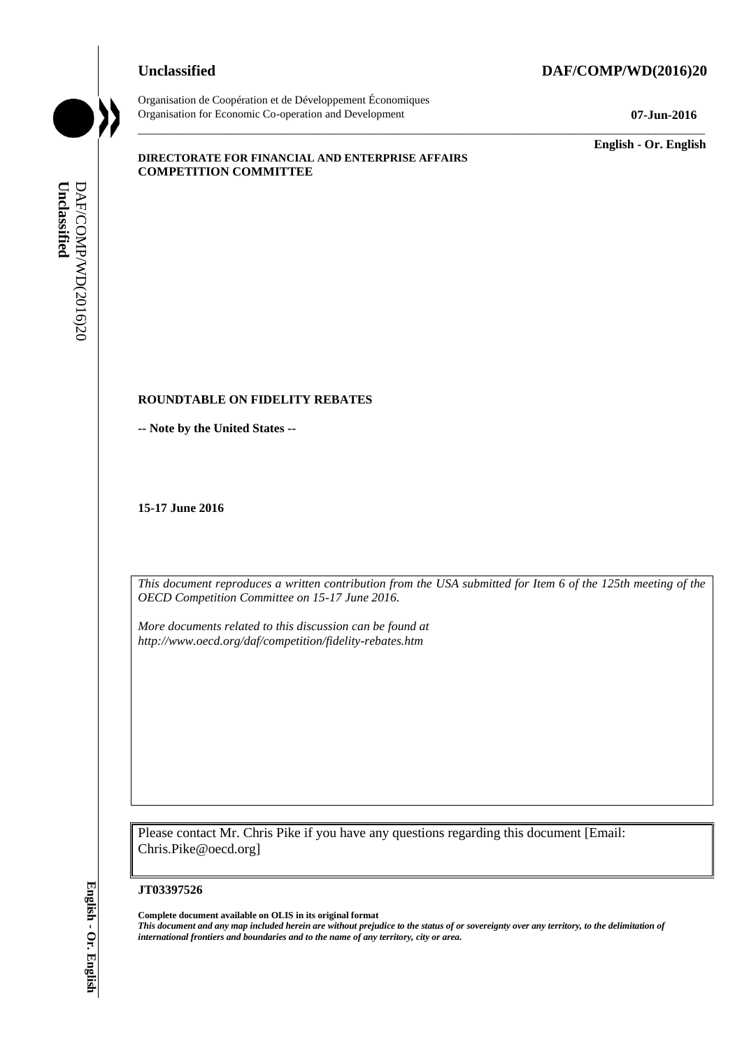**Unclassified** **DAF/COMP/WD(2016)20**

Organisation de Coopération et de Développement Économiques
Organisation for Economic Co-operation and Development

**07-Jun-2016**

**English - Or. English**

**DIRECTORATE FOR FINANCIAL AND ENTERPRISE AFFAIRS**
**COMPETITION COMMITTEE**

# ROUNDTABLE ON FIDELITY REBATES

**-- Note by the United States --**

**15-17 June 2016**

*This document reproduces a written contribution from the USA submitted for Item 6 of the 125th meeting of the OECD Competition Committee on 15-17 June 2016.*

*More documents related to this discussion can be found at http://www.oecd.org/daf/competition/fidelity-rebates.htm*

Please contact Mr. Chris Pike if you have any questions regarding this document [Email: Chris.Pike@oecd.org]

**JT03397526**

**Complete document available on OLIS in its original format**
***This document and any map included herein are without prejudice to the status of or sovereignty over any territory, to the delimitation of international frontiers and boundaries and to the name of any territory, city or area.***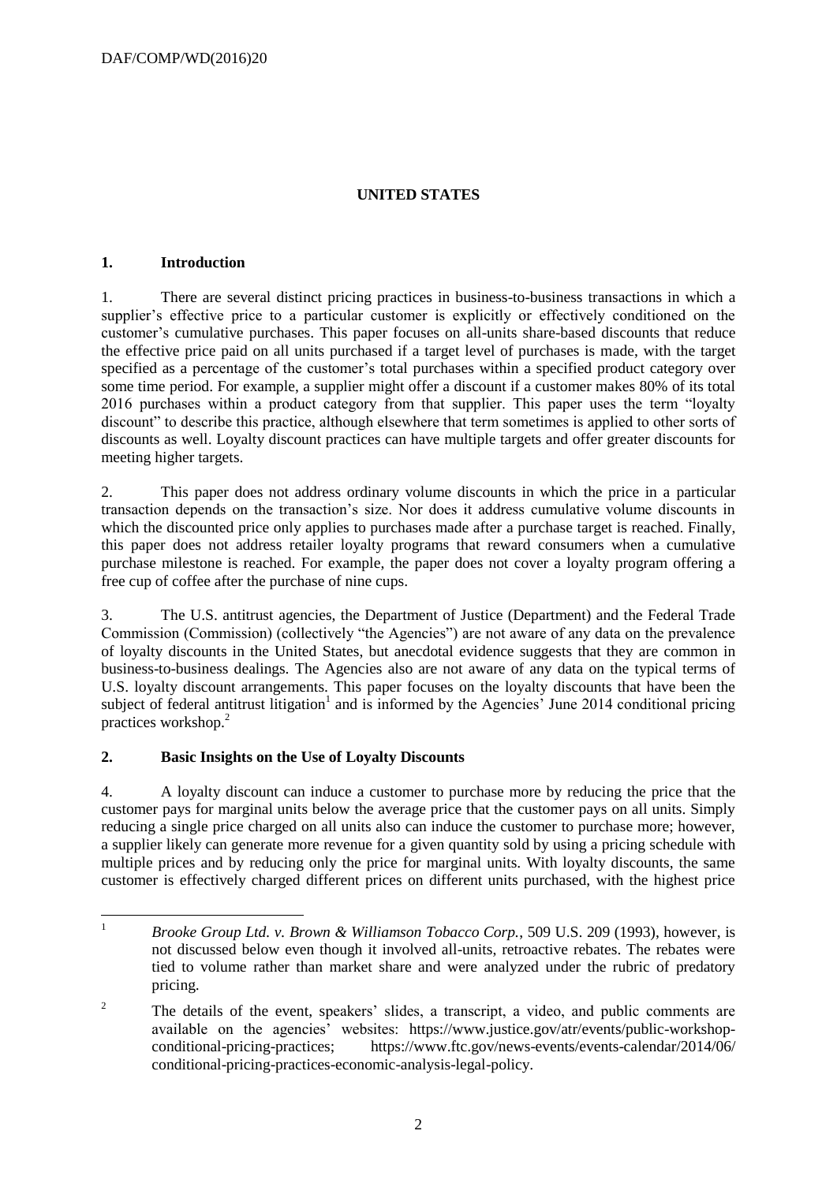## UNITED STATES

### 1. Introduction

1. There are several distinct pricing practices in business-to-business transactions in which a supplier's effective price to a particular customer is explicitly or effectively conditioned on the customer's cumulative purchases. This paper focuses on all-units share-based discounts that reduce the effective price paid on all units purchased if a target level of purchases is made, with the target specified as a percentage of the customer's total purchases within a specified product category over some time period. For example, a supplier might offer a discount if a customer makes 80% of its total 2016 purchases within a product category from that supplier. This paper uses the term "loyalty discount" to describe this practice, although elsewhere that term sometimes is applied to other sorts of discounts as well. Loyalty discount practices can have multiple targets and offer greater discounts for meeting higher targets.

2. This paper does not address ordinary volume discounts in which the price in a particular transaction depends on the transaction's size. Nor does it address cumulative volume discounts in which the discounted price only applies to purchases made after a purchase target is reached. Finally, this paper does not address retailer loyalty programs that reward consumers when a cumulative purchase milestone is reached. For example, the paper does not cover a loyalty program offering a free cup of coffee after the purchase of nine cups.

3. The U.S. antitrust agencies, the Department of Justice (Department) and the Federal Trade Commission (Commission) (collectively "the Agencies") are not aware of any data on the prevalence of loyalty discounts in the United States, but anecdotal evidence suggests that they are common in business-to-business dealings. The Agencies also are not aware of any data on the typical terms of U.S. loyalty discount arrangements. This paper focuses on the loyalty discounts that have been the subject of federal antitrust litigation[1] and is informed by the Agencies' June 2014 conditional pricing practices workshop.[2]

### 2. Basic Insights on the Use of Loyalty Discounts

4. A loyalty discount can induce a customer to purchase more by reducing the price that the customer pays for marginal units below the average price that the customer pays on all units. Simply reducing a single price charged on all units also can induce the customer to purchase more; however, a supplier likely can generate more revenue for a given quantity sold by using a pricing schedule with multiple prices and by reducing only the price for marginal units. With loyalty discounts, the same customer is effectively charged different prices on different units purchased, with the highest price

---

[1] *Brooke Group Ltd. v. Brown & Williamson Tobacco Corp.*, 509 U.S. 209 (1993), however, is not discussed below even though it involved all-units, retroactive rebates. The rebates were tied to volume rather than market share and were analyzed under the rubric of predatory pricing.

[2] The details of the event, speakers' slides, a transcript, a video, and public comments are available on the agencies' websites: https://www.justice.gov/atr/events/public-workshop-conditional-pricing-practices; https://www.ftc.gov/news-events/events-calendar/2014/06/conditional-pricing-practices-economic-analysis-legal-policy.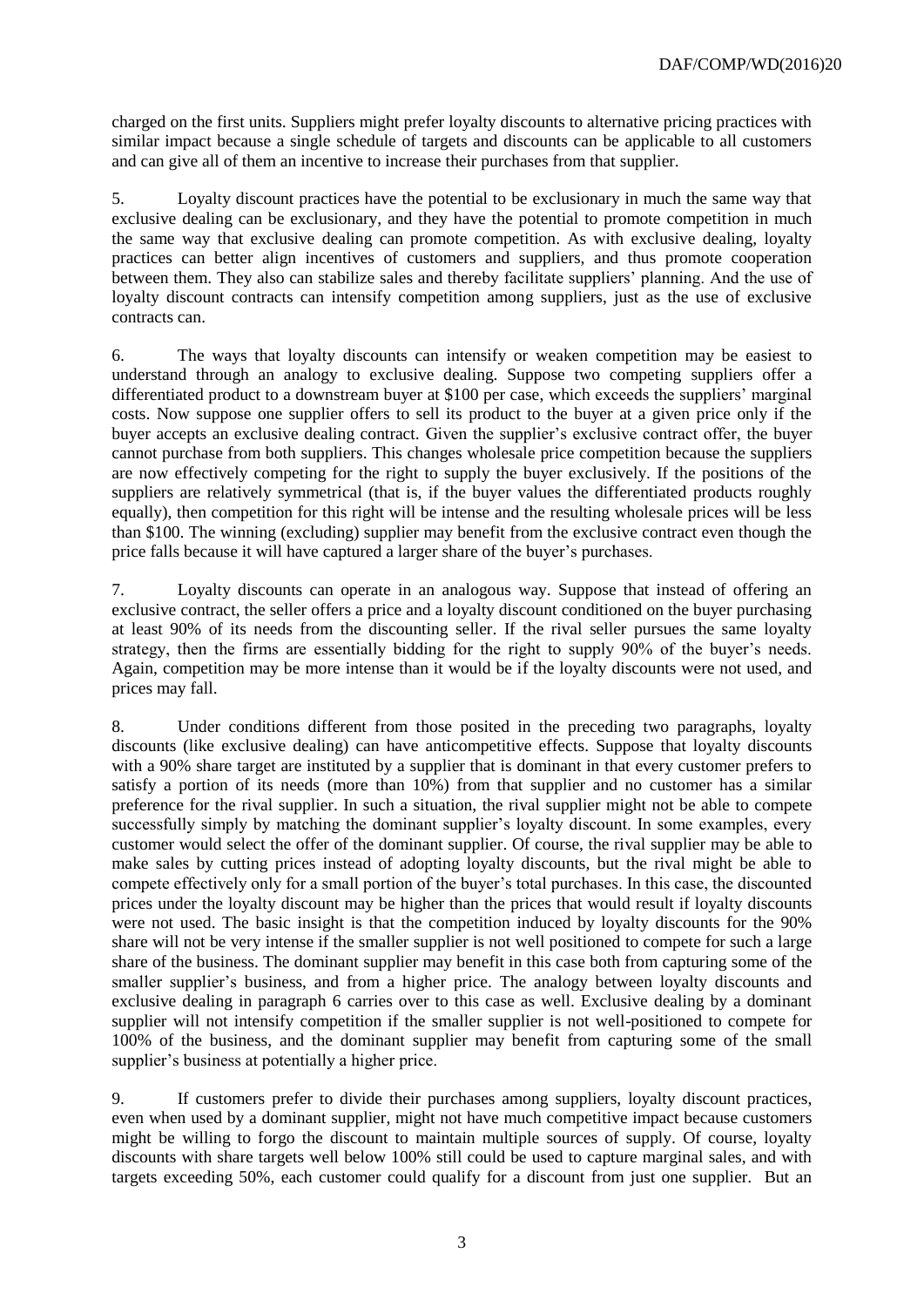charged on the first units. Suppliers might prefer loyalty discounts to alternative pricing practices with similar impact because a single schedule of targets and discounts can be applicable to all customers and can give all of them an incentive to increase their purchases from that supplier.

5. Loyalty discount practices have the potential to be exclusionary in much the same way that exclusive dealing can be exclusionary, and they have the potential to promote competition in much the same way that exclusive dealing can promote competition. As with exclusive dealing, loyalty practices can better align incentives of customers and suppliers, and thus promote cooperation between them. They also can stabilize sales and thereby facilitate suppliers' planning. And the use of loyalty discount contracts can intensify competition among suppliers, just as the use of exclusive contracts can.

6. The ways that loyalty discounts can intensify or weaken competition may be easiest to understand through an analogy to exclusive dealing. Suppose two competing suppliers offer a differentiated product to a downstream buyer at $100 per case, which exceeds the suppliers' marginal costs. Now suppose one supplier offers to sell its product to the buyer at a given price only if the buyer accepts an exclusive dealing contract. Given the supplier's exclusive contract offer, the buyer cannot purchase from both suppliers. This changes wholesale price competition because the suppliers are now effectively competing for the right to supply the buyer exclusively. If the positions of the suppliers are relatively symmetrical (that is, if the buyer values the differentiated products roughly equally), then competition for this right will be intense and the resulting wholesale prices will be less than $100. The winning (excluding) supplier may benefit from the exclusive contract even though the price falls because it will have captured a larger share of the buyer's purchases.

7. Loyalty discounts can operate in an analogous way. Suppose that instead of offering an exclusive contract, the seller offers a price and a loyalty discount conditioned on the buyer purchasing at least 90% of its needs from the discounting seller. If the rival seller pursues the same loyalty strategy, then the firms are essentially bidding for the right to supply 90% of the buyer's needs. Again, competition may be more intense than it would be if the loyalty discounts were not used, and prices may fall.

8. Under conditions different from those posited in the preceding two paragraphs, loyalty discounts (like exclusive dealing) can have anticompetitive effects. Suppose that loyalty discounts with a 90% share target are instituted by a supplier that is dominant in that every customer prefers to satisfy a portion of its needs (more than 10%) from that supplier and no customer has a similar preference for the rival supplier. In such a situation, the rival supplier might not be able to compete successfully simply by matching the dominant supplier's loyalty discount. In some examples, every customer would select the offer of the dominant supplier. Of course, the rival supplier may be able to make sales by cutting prices instead of adopting loyalty discounts, but the rival might be able to compete effectively only for a small portion of the buyer's total purchases. In this case, the discounted prices under the loyalty discount may be higher than the prices that would result if loyalty discounts were not used. The basic insight is that the competition induced by loyalty discounts for the 90% share will not be very intense if the smaller supplier is not well positioned to compete for such a large share of the business. The dominant supplier may benefit in this case both from capturing some of the smaller supplier's business, and from a higher price. The analogy between loyalty discounts and exclusive dealing in paragraph 6 carries over to this case as well. Exclusive dealing by a dominant supplier will not intensify competition if the smaller supplier is not well-positioned to compete for 100% of the business, and the dominant supplier may benefit from capturing some of the small supplier's business at potentially a higher price.

9. If customers prefer to divide their purchases among suppliers, loyalty discount practices, even when used by a dominant supplier, might not have much competitive impact because customers might be willing to forgo the discount to maintain multiple sources of supply. Of course, loyalty discounts with share targets well below 100% still could be used to capture marginal sales, and with targets exceeding 50%, each customer could qualify for a discount from just one supplier. But an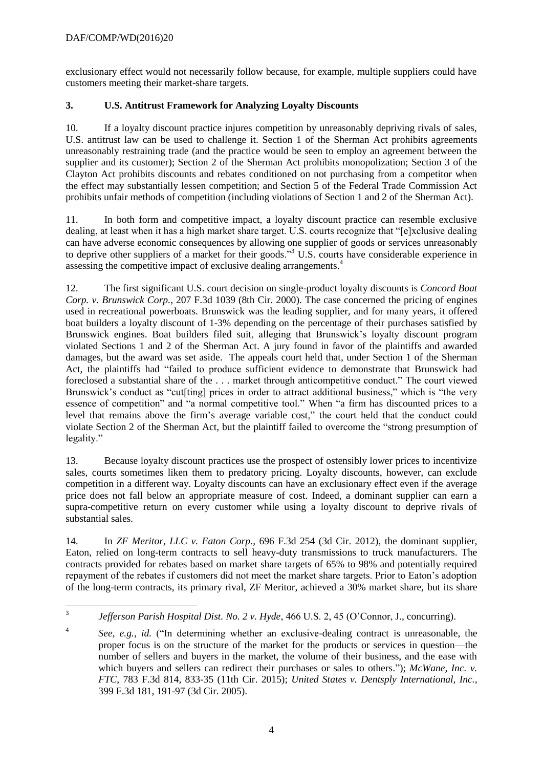exclusionary effect would not necessarily follow because, for example, multiple suppliers could have customers meeting their market-share targets.

### 3. U.S. Antitrust Framework for Analyzing Loyalty Discounts

10. If a loyalty discount practice injures competition by unreasonably depriving rivals of sales, U.S. antitrust law can be used to challenge it. Section 1 of the Sherman Act prohibits agreements unreasonably restraining trade (and the practice would be seen to employ an agreement between the supplier and its customer); Section 2 of the Sherman Act prohibits monopolization; Section 3 of the Clayton Act prohibits discounts and rebates conditioned on not purchasing from a competitor when the effect may substantially lessen competition; and Section 5 of the Federal Trade Commission Act prohibits unfair methods of competition (including violations of Section 1 and 2 of the Sherman Act).

11. In both form and competitive impact, a loyalty discount practice can resemble exclusive dealing, at least when it has a high market share target. U.S. courts recognize that "[e]xclusive dealing can have adverse economic consequences by allowing one supplier of goods or services unreasonably to deprive other suppliers of a market for their goods."[3] U.S. courts have considerable experience in assessing the competitive impact of exclusive dealing arrangements.[4]

12. The first significant U.S. court decision on single-product loyalty discounts is *Concord Boat Corp. v. Brunswick Corp.*, 207 F.3d 1039 (8th Cir. 2000). The case concerned the pricing of engines used in recreational powerboats. Brunswick was the leading supplier, and for many years, it offered boat builders a loyalty discount of 1-3% depending on the percentage of their purchases satisfied by Brunswick engines. Boat builders filed suit, alleging that Brunswick's loyalty discount program violated Sections 1 and 2 of the Sherman Act. A jury found in favor of the plaintiffs and awarded damages, but the award was set aside. The appeals court held that, under Section 1 of the Sherman Act, the plaintiffs had "failed to produce sufficient evidence to demonstrate that Brunswick had foreclosed a substantial share of the . . . market through anticompetitive conduct." The court viewed Brunswick's conduct as "cut[ting] prices in order to attract additional business," which is "the very essence of competition" and "a normal competitive tool." When "a firm has discounted prices to a level that remains above the firm's average variable cost," the court held that the conduct could violate Section 2 of the Sherman Act, but the plaintiff failed to overcome the "strong presumption of legality."

13. Because loyalty discount practices use the prospect of ostensibly lower prices to incentivize sales, courts sometimes liken them to predatory pricing. Loyalty discounts, however, can exclude competition in a different way. Loyalty discounts can have an exclusionary effect even if the average price does not fall below an appropriate measure of cost. Indeed, a dominant supplier can earn a supra-competitive return on every customer while using a loyalty discount to deprive rivals of substantial sales.

14. In *ZF Meritor, LLC v. Eaton Corp.*, 696 F.3d 254 (3d Cir. 2012), the dominant supplier, Eaton, relied on long-term contracts to sell heavy-duty transmissions to truck manufacturers. The contracts provided for rebates based on market share targets of 65% to 98% and potentially required repayment of the rebates if customers did not meet the market share targets. Prior to Eaton's adoption of the long-term contracts, its primary rival, ZF Meritor, achieved a 30% market share, but its share

---

[3] *Jefferson Parish Hospital Dist. No. 2 v. Hyde*, 466 U.S. 2, 45 (O'Connor, J., concurring).

[4] *See, e.g.*, *id.* ("In determining whether an exclusive-dealing contract is unreasonable, the proper focus is on the structure of the market for the products or services in question—the number of sellers and buyers in the market, the volume of their business, and the ease with which buyers and sellers can redirect their purchases or sales to others."); *McWane, Inc. v. FTC*, 783 F.3d 814, 833-35 (11th Cir. 2015); *United States v. Dentsply International, Inc.*, 399 F.3d 181, 191-97 (3d Cir. 2005).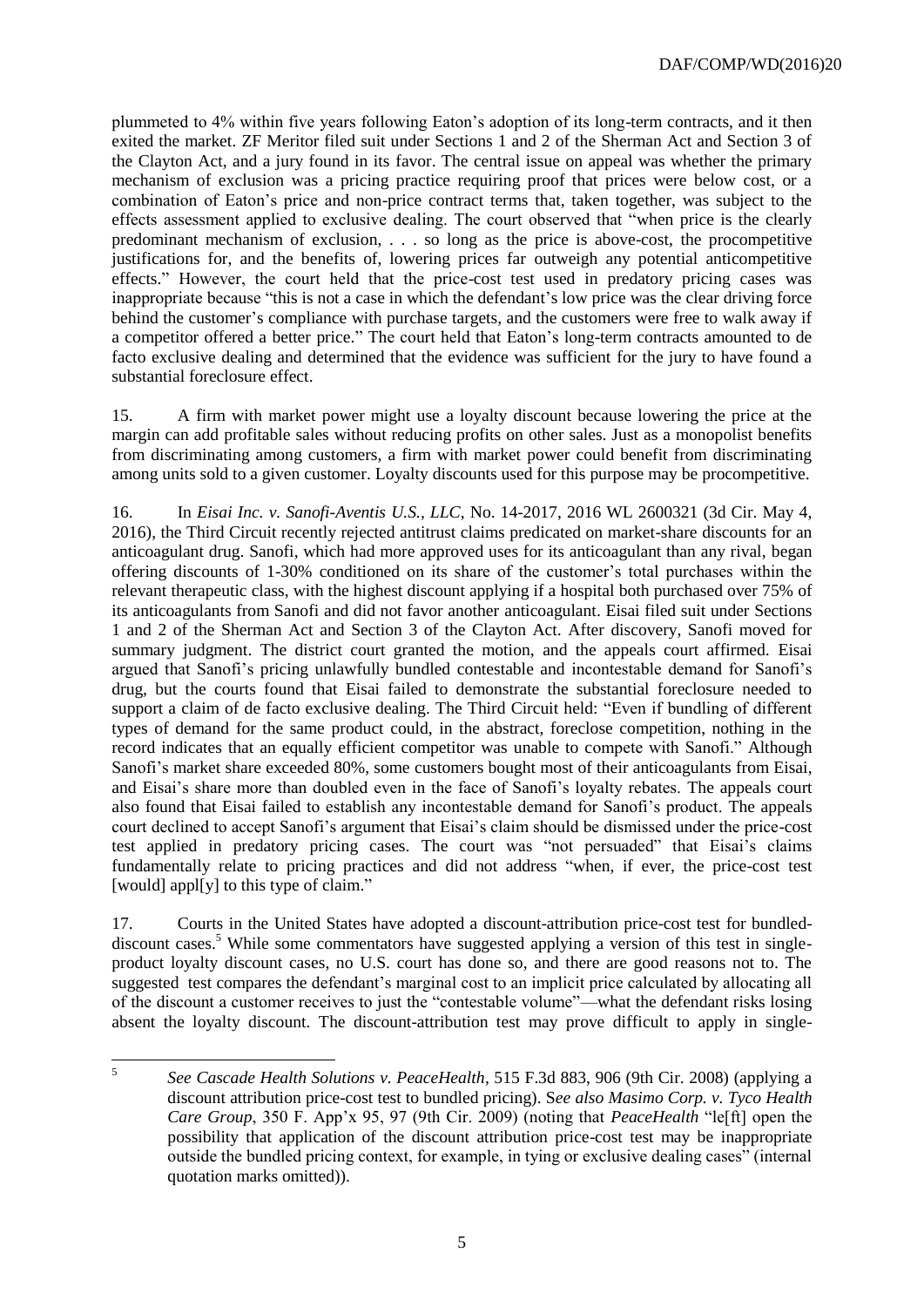plummeted to 4% within five years following Eaton's adoption of its long-term contracts, and it then exited the market. ZF Meritor filed suit under Sections 1 and 2 of the Sherman Act and Section 3 of the Clayton Act, and a jury found in its favor. The central issue on appeal was whether the primary mechanism of exclusion was a pricing practice requiring proof that prices were below cost, or a combination of Eaton's price and non-price contract terms that, taken together, was subject to the effects assessment applied to exclusive dealing. The court observed that "when price is the clearly predominant mechanism of exclusion, . . . so long as the price is above-cost, the procompetitive justifications for, and the benefits of, lowering prices far outweigh any potential anticompetitive effects." However, the court held that the price-cost test used in predatory pricing cases was inappropriate because "this is not a case in which the defendant's low price was the clear driving force behind the customer's compliance with purchase targets, and the customers were free to walk away if a competitor offered a better price." The court held that Eaton's long-term contracts amounted to de facto exclusive dealing and determined that the evidence was sufficient for the jury to have found a substantial foreclosure effect.

15. A firm with market power might use a loyalty discount because lowering the price at the margin can add profitable sales without reducing profits on other sales. Just as a monopolist benefits from discriminating among customers, a firm with market power could benefit from discriminating among units sold to a given customer. Loyalty discounts used for this purpose may be procompetitive.

16. In *Eisai Inc. v. Sanofi-Aventis U.S., LLC*, No. 14-2017, 2016 WL 2600321 (3d Cir. May 4, 2016), the Third Circuit recently rejected antitrust claims predicated on market-share discounts for an anticoagulant drug. Sanofi, which had more approved uses for its anticoagulant than any rival, began offering discounts of 1-30% conditioned on its share of the customer's total purchases within the relevant therapeutic class, with the highest discount applying if a hospital both purchased over 75% of its anticoagulants from Sanofi and did not favor another anticoagulant. Eisai filed suit under Sections 1 and 2 of the Sherman Act and Section 3 of the Clayton Act. After discovery, Sanofi moved for summary judgment. The district court granted the motion, and the appeals court affirmed. Eisai argued that Sanofi's pricing unlawfully bundled contestable and incontestable demand for Sanofi's drug, but the courts found that Eisai failed to demonstrate the substantial foreclosure needed to support a claim of de facto exclusive dealing. The Third Circuit held: "Even if bundling of different types of demand for the same product could, in the abstract, foreclose competition, nothing in the record indicates that an equally efficient competitor was unable to compete with Sanofi." Although Sanofi's market share exceeded 80%, some customers bought most of their anticoagulants from Eisai, and Eisai's share more than doubled even in the face of Sanofi's loyalty rebates. The appeals court also found that Eisai failed to establish any incontestable demand for Sanofi's product. The appeals court declined to accept Sanofi's argument that Eisai's claim should be dismissed under the price-cost test applied in predatory pricing cases. The court was "not persuaded" that Eisai's claims fundamentally relate to pricing practices and did not address "when, if ever, the price-cost test [would] appl[y] to this type of claim."

17. Courts in the United States have adopted a discount-attribution price-cost test for bundled-discount cases.[5] While some commentators have suggested applying a version of this test in single-product loyalty discount cases, no U.S. court has done so, and there are good reasons not to. The suggested test compares the defendant's marginal cost to an implicit price calculated by allocating all of the discount a customer receives to just the "contestable volume"—what the defendant risks losing absent the loyalty discount. The discount-attribution test may prove difficult to apply in single-

---

[5] *See Cascade Health Solutions v. PeaceHealth*, 515 F.3d 883, 906 (9th Cir. 2008) (applying a discount attribution price-cost test to bundled pricing). S*ee also Masimo Corp. v. Tyco Health Care Group*, 350 F. App'x 95, 97 (9th Cir. 2009) (noting that *PeaceHealth* "le[ft] open the possibility that application of the discount attribution price-cost test may be inappropriate outside the bundled pricing context, for example, in tying or exclusive dealing cases" (internal quotation marks omitted)).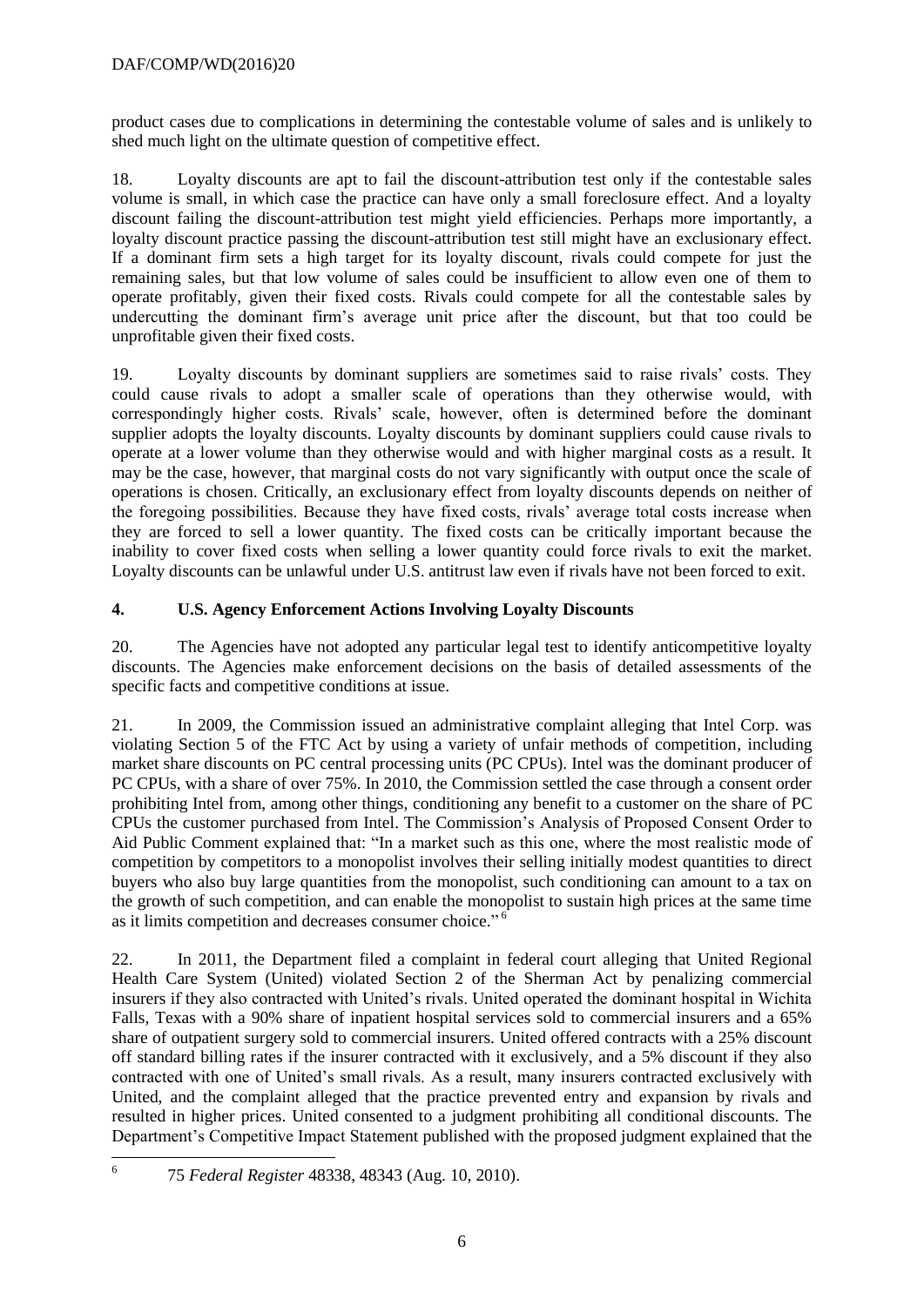product cases due to complications in determining the contestable volume of sales and is unlikely to shed much light on the ultimate question of competitive effect.

18. Loyalty discounts are apt to fail the discount-attribution test only if the contestable sales volume is small, in which case the practice can have only a small foreclosure effect. And a loyalty discount failing the discount-attribution test might yield efficiencies. Perhaps more importantly, a loyalty discount practice passing the discount-attribution test still might have an exclusionary effect. If a dominant firm sets a high target for its loyalty discount, rivals could compete for just the remaining sales, but that low volume of sales could be insufficient to allow even one of them to operate profitably, given their fixed costs. Rivals could compete for all the contestable sales by undercutting the dominant firm's average unit price after the discount, but that too could be unprofitable given their fixed costs.

19. Loyalty discounts by dominant suppliers are sometimes said to raise rivals' costs. They could cause rivals to adopt a smaller scale of operations than they otherwise would, with correspondingly higher costs. Rivals' scale, however, often is determined before the dominant supplier adopts the loyalty discounts. Loyalty discounts by dominant suppliers could cause rivals to operate at a lower volume than they otherwise would and with higher marginal costs as a result. It may be the case, however, that marginal costs do not vary significantly with output once the scale of operations is chosen. Critically, an exclusionary effect from loyalty discounts depends on neither of the foregoing possibilities. Because they have fixed costs, rivals' average total costs increase when they are forced to sell a lower quantity. The fixed costs can be critically important because the inability to cover fixed costs when selling a lower quantity could force rivals to exit the market. Loyalty discounts can be unlawful under U.S. antitrust law even if rivals have not been forced to exit.

## 4. U.S. Agency Enforcement Actions Involving Loyalty Discounts

20. The Agencies have not adopted any particular legal test to identify anticompetitive loyalty discounts. The Agencies make enforcement decisions on the basis of detailed assessments of the specific facts and competitive conditions at issue.

21. In 2009, the Commission issued an administrative complaint alleging that Intel Corp. was violating Section 5 of the FTC Act by using a variety of unfair methods of competition, including market share discounts on PC central processing units (PC CPUs). Intel was the dominant producer of PC CPUs, with a share of over 75%. In 2010, the Commission settled the case through a consent order prohibiting Intel from, among other things, conditioning any benefit to a customer on the share of PC CPUs the customer purchased from Intel. The Commission's Analysis of Proposed Consent Order to Aid Public Comment explained that: "In a market such as this one, where the most realistic mode of competition by competitors to a monopolist involves their selling initially modest quantities to direct buyers who also buy large quantities from the monopolist, such conditioning can amount to a tax on the growth of such competition, and can enable the monopolist to sustain high prices at the same time as it limits competition and decreases consumer choice."[6]

22. In 2011, the Department filed a complaint in federal court alleging that United Regional Health Care System (United) violated Section 2 of the Sherman Act by penalizing commercial insurers if they also contracted with United's rivals. United operated the dominant hospital in Wichita Falls, Texas with a 90% share of inpatient hospital services sold to commercial insurers and a 65% share of outpatient surgery sold to commercial insurers. United offered contracts with a 25% discount off standard billing rates if the insurer contracted with it exclusively, and a 5% discount if they also contracted with one of United's small rivals. As a result, many insurers contracted exclusively with United, and the complaint alleged that the practice prevented entry and expansion by rivals and resulted in higher prices. United consented to a judgment prohibiting all conditional discounts. The Department's Competitive Impact Statement published with the proposed judgment explained that the

[6] 75 *Federal Register* 48338, 48343 (Aug. 10, 2010).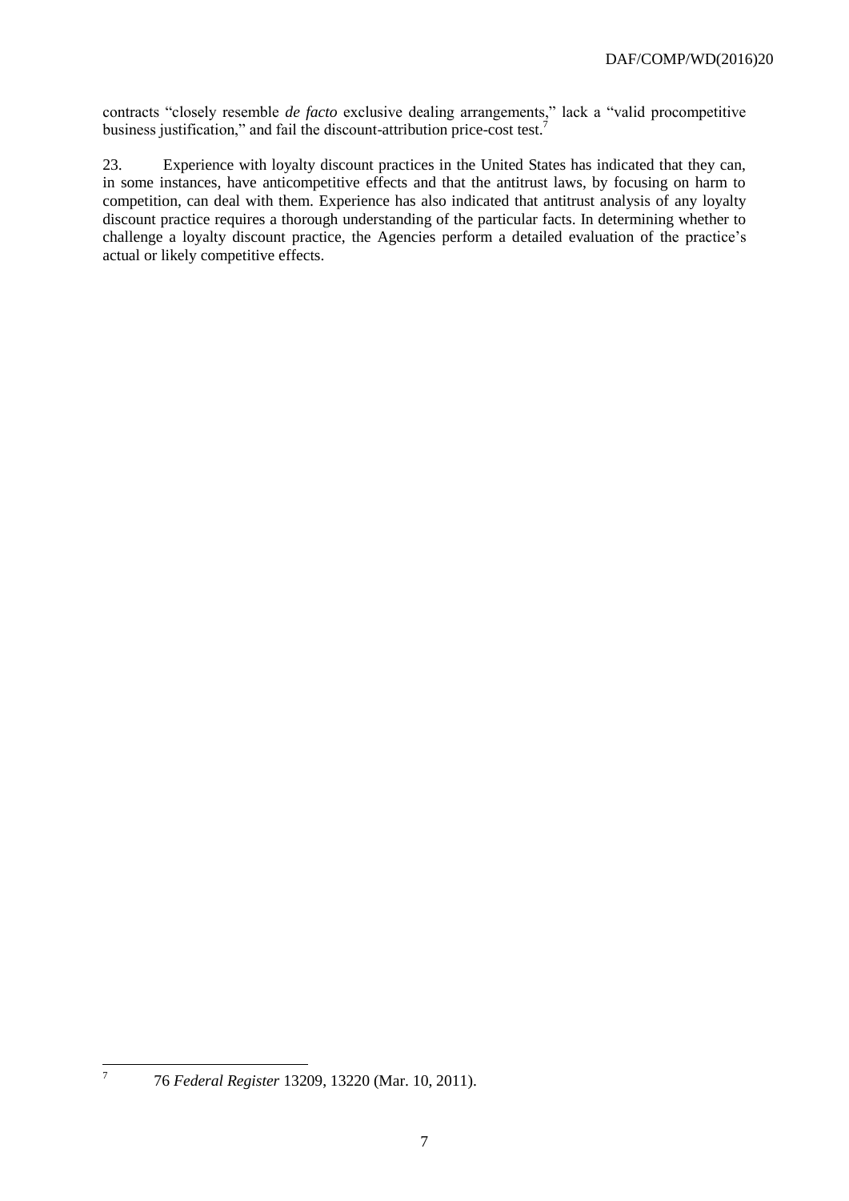contracts "closely resemble *de facto* exclusive dealing arrangements," lack a "valid procompetitive business justification," and fail the discount-attribution price-cost test.[7]

23. Experience with loyalty discount practices in the United States has indicated that they can, in some instances, have anticompetitive effects and that the antitrust laws, by focusing on harm to competition, can deal with them. Experience has also indicated that antitrust analysis of any loyalty discount practice requires a thorough understanding of the particular facts. In determining whether to challenge a loyalty discount practice, the Agencies perform a detailed evaluation of the practice's actual or likely competitive effects.

---

[7] 76 *Federal Register* 13209, 13220 (Mar. 10, 2011).